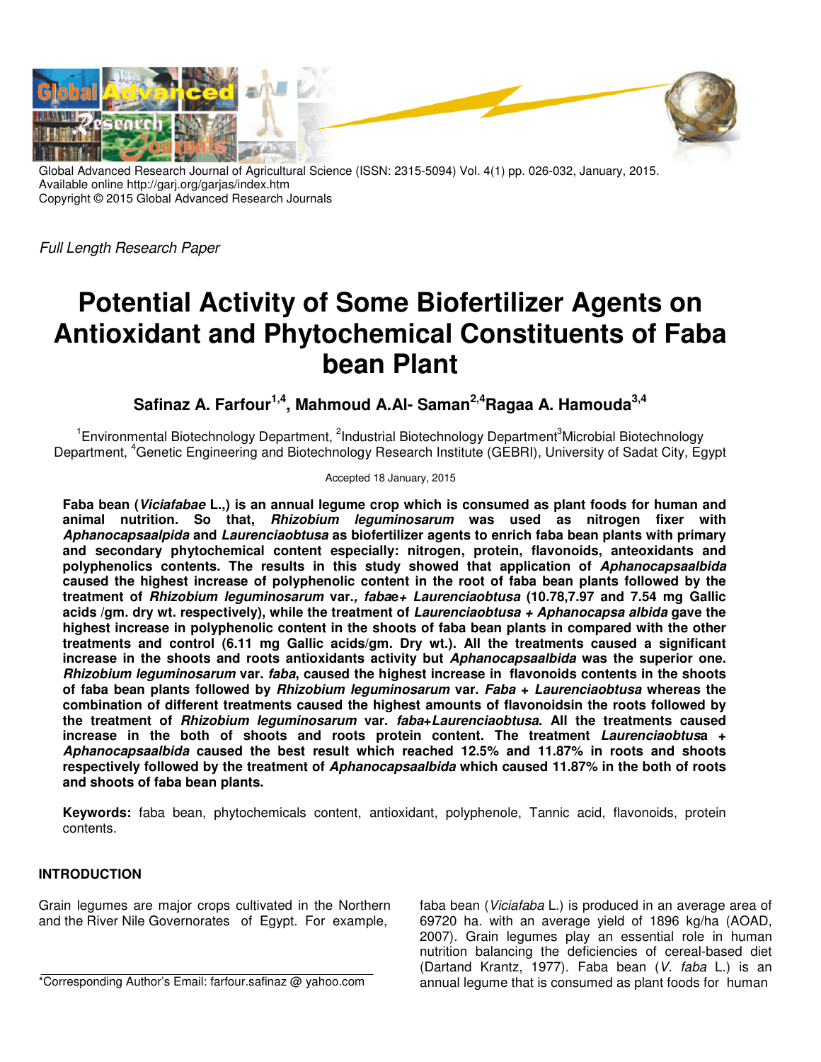Global Advanced Research Journal of Agricultural Science (ISSN: 2315-5094) Vol. 4(1) pp. 026-032, January, 2015.
Available online http://garj.org/garjas/index.htm
Copyright © 2015 Global Advanced Research Journals

*Full Length Research Paper*

# Potential Activity of Some Biofertilizer Agents on Antioxidant and Phytochemical Constituents of Faba bean Plant

**Safinaz A. Farfour[1,4], Mahmoud A.Al- Saman[2,4]Ragaa A. Hamouda[3,4]**

[1]Environmental Biotechnology Department, [2]Industrial Biotechnology Department[3]Microbial Biotechnology Department, [4]Genetic Engineering and Biotechnology Research Institute (GEBRI), University of Sadat City, Egypt

Accepted 18 January, 2015

**Faba bean (*Viciafabae* L.,) is an annual legume crop which is consumed as plant foods for human and animal nutrition. So that, *Rhizobium leguminosarum* was used as nitrogen fixer with *Aphanocapsaalpida* and *Laurenciaobtusa* as biofertilizer agents to enrich faba bean plants with primary and secondary phytochemical content especially: nitrogen, protein, flavonoids, anteoxidants and polyphenolics contents. The results in this study showed that application of *Aphanocapsaalbida* caused the highest increase of polyphenolic content in the root of faba bean plants followed by the treatment of *Rhizobium leguminosarum* var., *fabae*+ *Laurenciaobtusa* (10.78,7.97 and 7.54 mg Gallic acids /gm. dry wt. respectively), while the treatment of *Laurenciaobtusa* + *Aphanocapsa albida* gave the highest increase in polyphenolic content in the shoots of faba bean plants in compared with the other treatments and control (6.11 mg Gallic acids/gm. Dry wt.). All the treatments caused a significant increase in the shoots and roots antioxidants activity but *Aphanocapsaalbida* was the superior one. *Rhizobium leguminosarum* var. *faba*, caused the highest increase in flavonoids contents in the shoots of faba bean plants followed by *Rhizobium leguminosarum* var. *Faba* + *Laurenciaobtusa* whereas the combination of different treatments caused the highest amounts of flavonoidsin the roots followed by the treatment of *Rhizobium leguminosarum* var. *faba*+*Laurenciaobtusa*. All the treatments caused increase in the both of shoots and roots protein content. The treatment *Laurenciaobtusa* + *Aphanocapsaalbida* caused the best result which reached 12.5% and 11.87% in roots and shoots respectively followed by the treatment of *Aphanocapsaalbida* which caused 11.87% in the both of roots and shoots of faba bean plants.**

**Keywords:** faba bean, phytochemicals content, antioxidant, polyphenole, Tannic acid, flavonoids, protein contents.

## INTRODUCTION

Grain legumes are major crops cultivated in the Northern and the River Nile Governorates of Egypt. For example, faba bean (*Viciafaba* L.) is produced in an average area of 69720 ha. with an average yield of 1896 kg/ha (AOAD, 2007). Grain legumes play an essential role in human nutrition balancing the deficiencies of cereal-based diet (Dartand Krantz, 1977). Faba bean (*V. faba* L.) is an annual legume that is consumed as plant foods for human

*Corresponding Author's Email: farfour.safinaz @ yahoo.com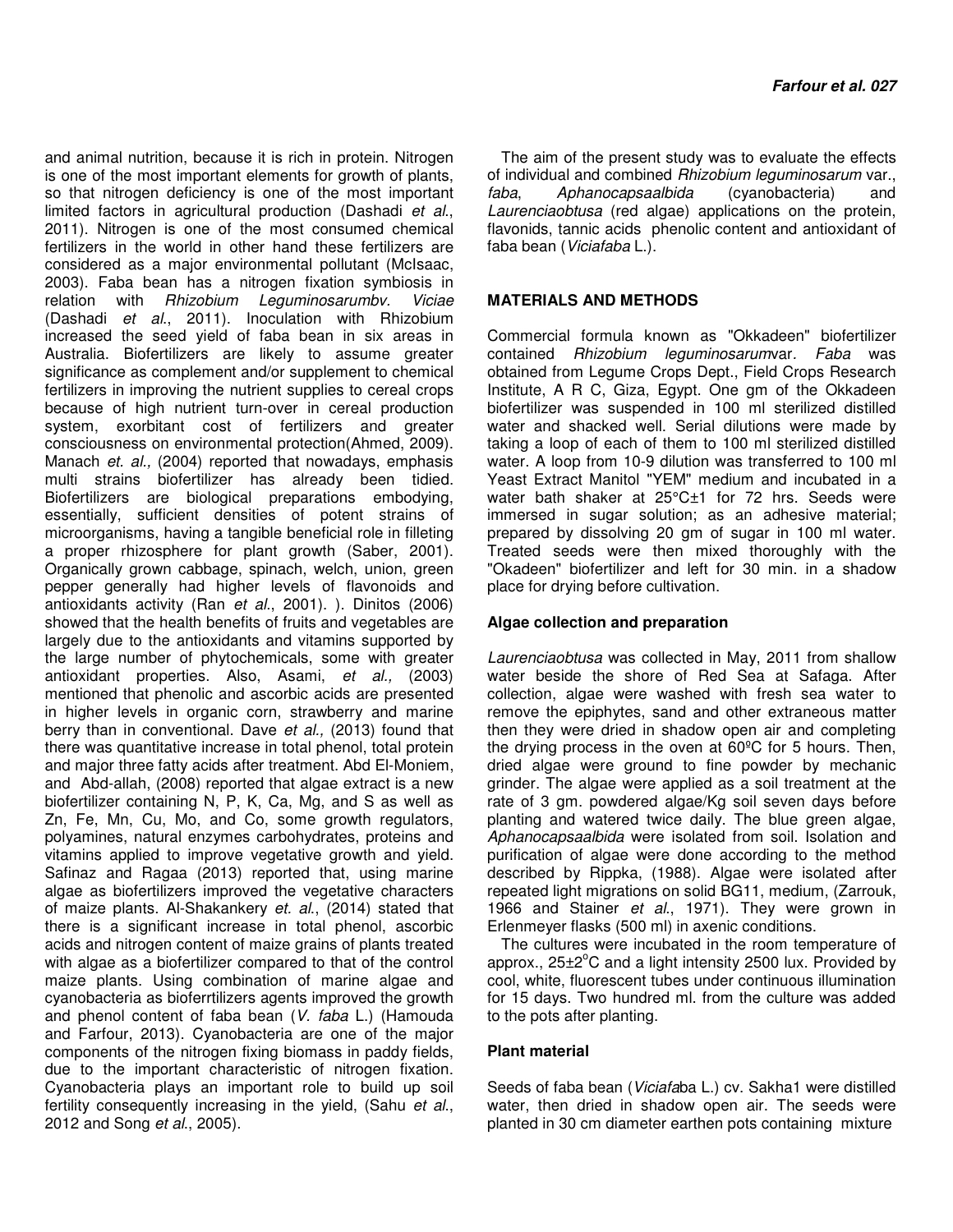and animal nutrition, because it is rich in protein. Nitrogen is one of the most important elements for growth of plants, so that nitrogen deficiency is one of the most important limited factors in agricultural production (Dashadi *et al*., 2011). Nitrogen is one of the most consumed chemical fertilizers in the world in other hand these fertilizers are considered as a major environmental pollutant (McIsaac, 2003). Faba bean has a nitrogen fixation symbiosis in relation with *Rhizobium Leguminosarumbv. Viciae* (Dashadi *et al*., 2011). Inoculation with Rhizobium increased the seed yield of faba bean in six areas in Australia. Biofertilizers are likely to assume greater significance as complement and/or supplement to chemical fertilizers in improving the nutrient supplies to cereal crops because of high nutrient turn-over in cereal production system, exorbitant cost of fertilizers and greater consciousness on environmental protection(Ahmed, 2009). Manach *et. al.,* (2004) reported that nowadays, emphasis multi strains biofertilizer has already been tidied. Biofertilizers are biological preparations embodying, essentially, sufficient densities of potent strains of microorganisms, having a tangible beneficial role in filleting a proper rhizosphere for plant growth (Saber, 2001). Organically grown cabbage, spinach, welch, union, green pepper generally had higher levels of flavonoids and antioxidants activity (Ran *et al*., 2001). ). Dinitos (2006) showed that the health benefits of fruits and vegetables are largely due to the antioxidants and vitamins supported by the large number of phytochemicals, some with greater antioxidant properties. Also, Asami, *et al.,* (2003) mentioned that phenolic and ascorbic acids are presented in higher levels in organic corn, strawberry and marine berry than in conventional. Dave *et al.,* (2013) found that there was quantitative increase in total phenol, total protein and major three fatty acids after treatment. Abd El-Moniem, and Abd-allah, (2008) reported that algae extract is a new biofertilizer containing N, P, K, Ca, Mg, and S as well as Zn, Fe, Mn, Cu, Mo, and Co, some growth regulators, polyamines, natural enzymes carbohydrates, proteins and vitamins applied to improve vegetative growth and yield. Safinaz and Ragaa (2013) reported that, using marine algae as biofertilizers improved the vegetative characters of maize plants. Al-Shakankery *et. al.*, (2014) stated that there is a significant increase in total phenol, ascorbic acids and nitrogen content of maize grains of plants treated with algae as a biofertilizer compared to that of the control maize plants. Using combination of marine algae and cyanobacteria as bioferrtilizers agents improved the growth and phenol content of faba bean (*V. faba* L.) (Hamouda and Farfour, 2013). Cyanobacteria are one of the major components of the nitrogen fixing biomass in paddy fields, due to the important characteristic of nitrogen fixation. Cyanobacteria plays an important role to build up soil fertility consequently increasing in the yield, (Sahu *et al*., 2012 and Song *et al*., 2005).

The aim of the present study was to evaluate the effects of individual and combined *Rhizobium leguminosarum* var., *faba*, *Aphanocapsaalbida* (cyanobacteria) and *Laurenciaobtusa* (red algae) applications on the protein, flavonids, tannic acids phenolic content and antioxidant of faba bean (*Viciafaba* L.).

## MATERIALS AND METHODS

Commercial formula known as "Okkadeen" biofertilizer contained *Rhizobium leguminosarum*var. *Faba* was obtained from Legume Crops Dept., Field Crops Research Institute, A R C, Giza, Egypt. One gm of the Okkadeen biofertilizer was suspended in 100 ml sterilized distilled water and shacked well. Serial dilutions were made by taking a loop of each of them to 100 ml sterilized distilled water. A loop from 10-9 dilution was transferred to 100 ml Yeast Extract Manitol "YEM" medium and incubated in a water bath shaker at 25°C±1 for 72 hrs. Seeds were immersed in sugar solution; as an adhesive material; prepared by dissolving 20 gm of sugar in 100 ml water. Treated seeds were then mixed thoroughly with the "Okadeen" biofertilizer and left for 30 min. in a shadow place for drying before cultivation.

### Algae collection and preparation

*Laurenciaobtusa* was collected in May, 2011 from shallow water beside the shore of Red Sea at Safaga. After collection, algae were washed with fresh sea water to remove the epiphytes, sand and other extraneous matter then they were dried in shadow open air and completing the drying process in the oven at 60ºC for 5 hours. Then, dried algae were ground to fine powder by mechanic grinder. The algae were applied as a soil treatment at the rate of 3 gm. powdered algae/Kg soil seven days before planting and watered twice daily. The blue green algae, *Aphanocapsaalbida* were isolated from soil. Isolation and purification of algae were done according to the method described by Rippka, (1988). Algae were isolated after repeated light migrations on solid BG11, medium, (Zarrouk, 1966 and Stainer *et al*., 1971). They were grown in Erlenmeyer flasks (500 ml) in axenic conditions.

The cultures were incubated in the room temperature of approx., 25±2°C and a light intensity 2500 lux. Provided by cool, white, fluorescent tubes under continuous illumination for 15 days. Two hundred ml. from the culture was added to the pots after planting.

### Plant material

Seeds of faba bean (*Viciafa*ba L.) cv. Sakha1 were distilled water, then dried in shadow open air. The seeds were planted in 30 cm diameter earthen pots containing mixture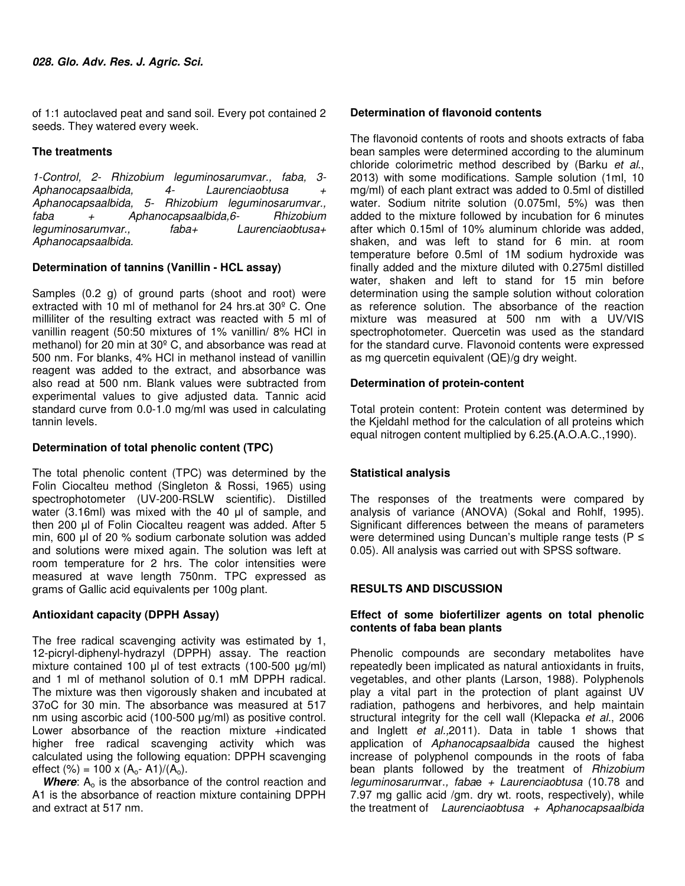of 1:1 autoclaved peat and sand soil. Every pot contained 2 seeds. They watered every week.

### The treatments

*1-Control, 2- Rhizobium leguminosarumvar., faba, 3- Aphanocapsaalbida, 4- Laurenciaobtusa + Aphanocapsaalbida, 5- Rhizobium leguminosarumvar., faba + Aphanocapsaalbida,6- Rhizobium leguminosarumvar., faba+ Laurenciaobtusa+ Aphanocapsaalbida.*

### Determination of tannins (Vanillin - HCL assay)

Samples (0.2 g) of ground parts (shoot and root) were extracted with 10 ml of methanol for 24 hrs.at 30º C. One milliliter of the resulting extract was reacted with 5 ml of vanillin reagent (50:50 mixtures of 1% vanillin/ 8% HCl in methanol) for 20 min at 30º C, and absorbance was read at 500 nm. For blanks, 4% HCl in methanol instead of vanillin reagent was added to the extract, and absorbance was also read at 500 nm. Blank values were subtracted from experimental values to give adjusted data. Tannic acid standard curve from 0.0-1.0 mg/ml was used in calculating tannin levels.

### Determination of total phenolic content (TPC)

The total phenolic content (TPC) was determined by the Folin Ciocalteu method (Singleton & Rossi, 1965) using spectrophotometer (UV-200-RSLW scientific). Distilled water (3.16ml) was mixed with the 40 µl of sample, and then 200 µl of Folin Ciocalteu reagent was added. After 5 min, 600 µl of 20 % sodium carbonate solution was added and solutions were mixed again. The solution was left at room temperature for 2 hrs. The color intensities were measured at wave length 750nm. TPC expressed as grams of Gallic acid equivalents per 100g plant.

### Antioxidant capacity (DPPH Assay)

The free radical scavenging activity was estimated by 1, 12-picryl-diphenyl-hydrazyl (DPPH) assay. The reaction mixture contained 100 µl of test extracts (100-500 µg/ml) and 1 ml of methanol solution of 0.1 mM DPPH radical. The mixture was then vigorously shaken and incubated at 37oC for 30 min. The absorbance was measured at 517 nm using ascorbic acid (100-500 µg/ml) as positive control. Lower absorbance of the reaction mixture +indicated higher free radical scavenging activity which was calculated using the following equation: DPPH scavenging effect (%) = $100 \times (A_o - A1)/(A_o)$.

***Where***: $A_o$ is the absorbance of the control reaction and A1 is the absorbance of reaction mixture containing DPPH and extract at 517 nm.

### Determination of flavonoid contents

The flavonoid contents of roots and shoots extracts of faba bean samples were determined according to the aluminum chloride colorimetric method described by (Barku *et al*., 2013) with some modifications. Sample solution (1ml, 10 mg/ml) of each plant extract was added to 0.5ml of distilled water. Sodium nitrite solution (0.075ml, 5%) was then added to the mixture followed by incubation for 6 minutes after which 0.15ml of 10% aluminum chloride was added, shaken, and was left to stand for 6 min. at room temperature before 0.5ml of 1M sodium hydroxide was finally added and the mixture diluted with 0.275ml distilled water, shaken and left to stand for 15 min before determination using the sample solution without coloration as reference solution. The absorbance of the reaction mixture was measured at 500 nm with a UV/VIS spectrophotometer. Quercetin was used as the standard for the standard curve. Flavonoid contents were expressed as mg quercetin equivalent (QE)/g dry weight.

### Determination of protein-content

Total protein content: Protein content was determined by the Kjeldahl method for the calculation of all proteins which equal nitrogen content multiplied by 6.25.**(**A.O.A.C.,1990).

### Statistical analysis

The responses of the treatments were compared by analysis of variance (ANOVA) (Sokal and Rohlf, 1995). Significant differences between the means of parameters were determined using Duncan's multiple range tests ($P \leq 0.05$). All analysis was carried out with SPSS software.

## RESULTS AND DISCUSSION

### Effect of some biofertilizer agents on total phenolic contents of faba bean plants

Phenolic compounds are secondary metabolites have repeatedly been implicated as natural antioxidants in fruits, vegetables, and other plants (Larson, 1988). Polyphenols play a vital part in the protection of plant against UV radiation, pathogens and herbivores, and help maintain structural integrity for the cell wall (Klepacka *et al*., 2006 and Inglett *et al*.,2011). Data in table 1 shows that application of *Aphanocapsaalbida* caused the highest increase of polyphenol compounds in the roots of faba bean plants followed by the treatment of *Rhizobium leguminosarum*var*., fabae + Laurenciaobtusa* (10.78 and 7.97 mg gallic acid /gm. dry wt. roots, respectively), while the treatment of *Laurenciaobtusa + Aphanocapsaalbida*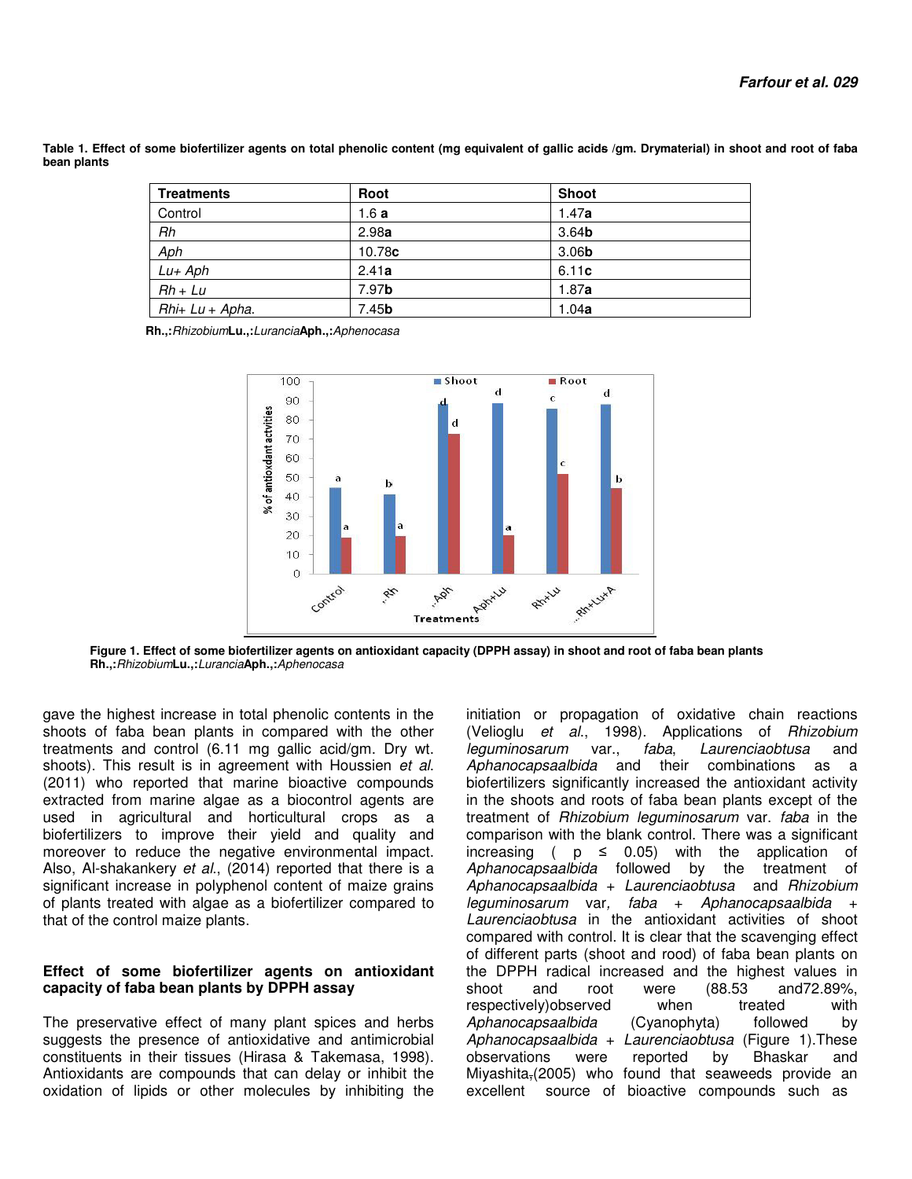**Table 1. Effect of some biofertilizer agents on total phenolic content (mg equivalent of gallic acids /gm. Drymaterial) in shoot and root of faba bean plants**

| Treatments | Root | Shoot |
|---|---|---|
| Control | 1.6 **a** | 1.47**a** |
| *Rh* | 2.98**a** | 3.64**b** |
| *Aph* | 10.78**c** | 3.06**b** |
| *Lu+ Aph* | 2.41**a** | 6.11**c** |
| *Rh + Lu* | 7.97**b** | 1.87**a** |
| *Rhi+ Lu + Apha.* | 7.45**b** | 1.04**a** |

**Rh.,:***Rhizobium***Lu.,:***Lurancia***Aph.,:***Aphenocasa*

**Figure 1. Effect of some biofertilizer agents on antioxidant capacity (DPPH assay) in shoot and root of faba bean plants**
**Rh.,:***Rhizobium***Lu.,:***Lurancia***Aph.,:***Aphenocasa*

gave the highest increase in total phenolic contents in the shoots of faba bean plants in compared with the other treatments and control (6.11 mg gallic acid/gm. Dry wt. shoots). This result is in agreement with Houssien *et al.* (2011) who reported that marine bioactive compounds extracted from marine algae as a biocontrol agents are used in agricultural and horticultural crops as a biofertilizers to improve their yield and quality and moreover to reduce the negative environmental impact. Also, Al-shakankery *et al.*, (2014) reported that there is a significant increase in polyphenol content of maize grains of plants treated with algae as a biofertilizer compared to that of the control maize plants.

## Effect of some biofertilizer agents on antioxidant capacity of faba bean plants by DPPH assay

The preservative effect of many plant spices and herbs suggests the presence of antioxidative and antimicrobial constituents in their tissues (Hirasa & Takemasa, 1998). Antioxidants are compounds that can delay or inhibit the oxidation of lipids or other molecules by inhibiting the initiation or propagation of oxidative chain reactions (Velioglu *et al.*, 1998). Applications of *Rhizobium leguminosarum* var., *faba*, *Laurenciaobtusa* and *Aphanocapsaalbida* and their combinations as a biofertilizers significantly increased the antioxidant activity in the shoots and roots of faba bean plants except of the treatment of *Rhizobium leguminosarum* var. *faba* in the comparison with the blank control. There was a significant increasing ( $p \leq 0.05$) with the application of *Aphanocapsaalbida* followed by the treatment of *Aphanocapsaalbida* + *Laurenciaobtusa* and *Rhizobium leguminosarum* var*, faba* + *Aphanocapsaalbida* + *Laurenciaobtusa* in the antioxidant activities of shoot compared with control. It is clear that the scavenging effect of different parts (shoot and rood) of faba bean plants on the DPPH radical increased and the highest values in shoot and root were (88.53 and72.89%, respectively)observed when treated with *Aphanocapsaalbida* (Cyanophyta) followed by *Aphanocapsaalbida* + *Laurenciaobtusa* (Figure 1).These observations were reported by Bhaskar and Miyashita,(2005) who found that seaweeds provide an excellent source of bioactive compounds such as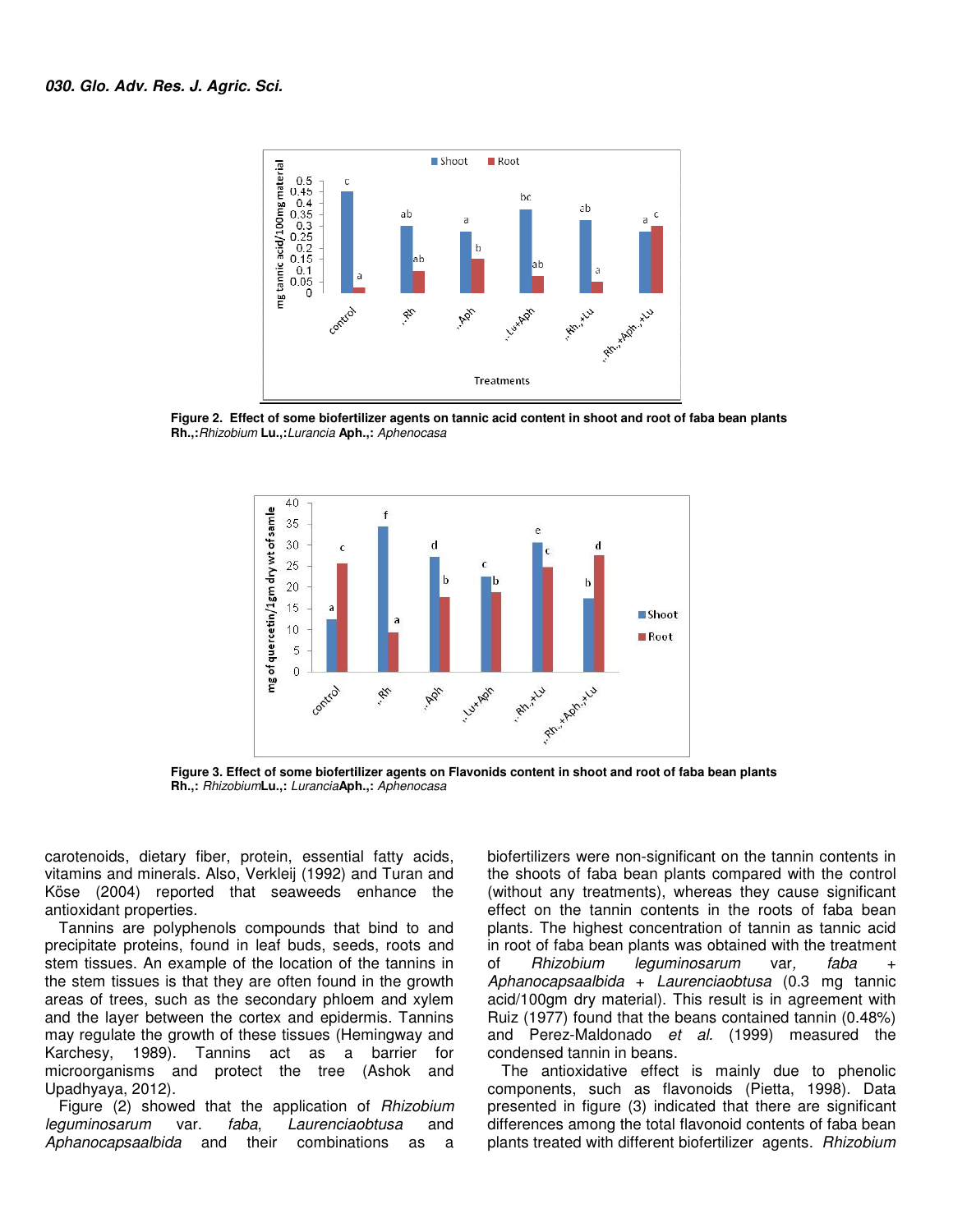**Figure 2. Effect of some biofertilizer agents on tannic acid content in shoot and root of faba bean plants**
**Rh.,:***Rhizobium* **Lu.,:***Lurancia* **Aph.,:** *Aphenocasa*

**Figure 3. Effect of some biofertilizer agents on Flavonids content in shoot and root of faba bean plants**
**Rh.,:** *Rhizobium***Lu.,:** *Lurancia***Aph.,:** *Aphenocasa*

carotenoids, dietary fiber, protein, essential fatty acids, vitamins and minerals. Also, Verkleij (1992) and Turan and Köse (2004) reported that seaweeds enhance the antioxidant properties.

Tannins are polyphenols compounds that bind to and precipitate proteins, found in leaf buds, seeds, roots and stem tissues. An example of the location of the tannins in the stem tissues is that they are often found in the growth areas of trees, such as the secondary phloem and xylem and the layer between the cortex and epidermis. Tannins may regulate the growth of these tissues (Hemingway and Karchesy, 1989). Tannins act as a barrier for microorganisms and protect the tree (Ashok and Upadhyaya, 2012).

Figure (2) showed that the application of *Rhizobium leguminosarum* var. *faba*, *Laurenciaobtusa* and *Aphanocapsaalbida* and their combinations as a biofertilizers were non-significant on the tannin contents in the shoots of faba bean plants compared with the control (without any treatments), whereas they cause significant effect on the tannin contents in the roots of faba bean plants. The highest concentration of tannin as tannic acid in root of faba bean plants was obtained with the treatment of *Rhizobium leguminosarum* var*, faba* + *Aphanocapsaalbida* + *Laurenciaobtusa* (0.3 mg tannic acid/100gm dry material). This result is in agreement with Ruiz (1977) found that the beans contained tannin (0.48%) and Perez-Maldonado *et al.* (1999) measured the condensed tannin in beans.

The antioxidative effect is mainly due to phenolic components, such as flavonoids (Pietta, 1998). Data presented in figure (3) indicated that there are significant differences among the total flavonoid contents of faba bean plants treated with different biofertilizer agents. *Rhizobium*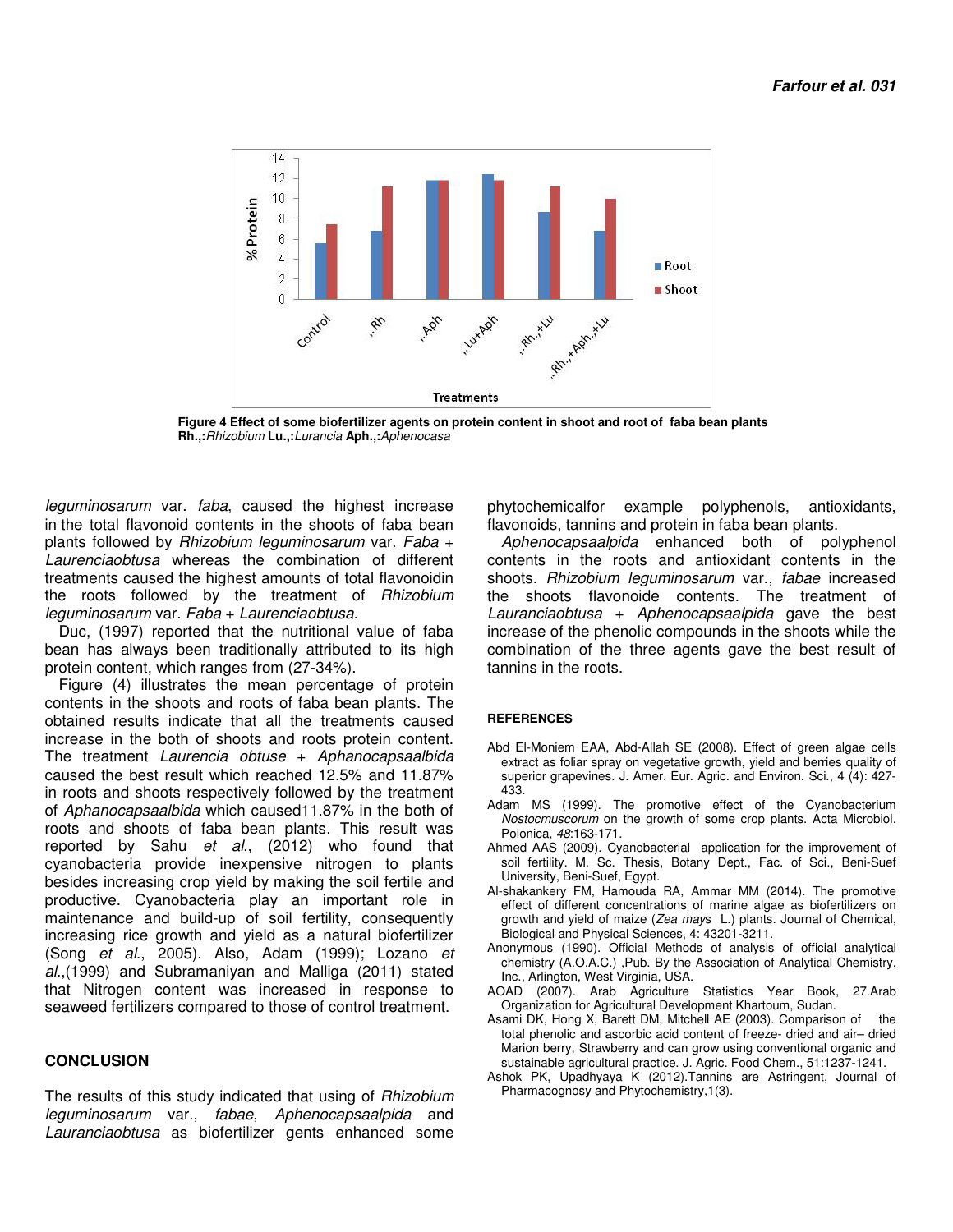Figure 4 Effect of some biofertilizer agents on protein content in shoot and root of faba bean plants
**Rh.,:***Rhizobium* **Lu.,:***Lurancia* **Aph.,:***Aphenocasa*

*leguminosarum* var. *faba*, caused the highest increase in the total flavonoid contents in the shoots of faba bean plants followed by *Rhizobium leguminosarum* var. *Faba* + *Laurenciaobtusa* whereas the combination of different treatments caused the highest amounts of total flavonoidin the roots followed by the treatment of *Rhizobium leguminosarum* var. *Faba* + *Laurenciaobtusa*.

Duc, (1997) reported that the nutritional value of faba bean has always been traditionally attributed to its high protein content, which ranges from (27-34%).

Figure (4) illustrates the mean percentage of protein contents in the shoots and roots of faba bean plants. The obtained results indicate that all the treatments caused increase in the both of shoots and roots protein content. The treatment *Laurencia obtuse* + *Aphanocapsaalbida* caused the best result which reached 12.5% and 11.87% in roots and shoots respectively followed by the treatment of *Aphanocapsaalbida* which caused11.87% in the both of roots and shoots of faba bean plants. This result was reported by Sahu *et al*., (2012) who found that cyanobacteria provide inexpensive nitrogen to plants besides increasing crop yield by making the soil fertile and productive. Cyanobacteria play an important role in maintenance and build-up of soil fertility, consequently increasing rice growth and yield as a natural biofertilizer (Song *et al*., 2005). Also, Adam (1999); Lozano *et al*.,(1999) and Subramaniyan and Malliga (2011) stated that Nitrogen content was increased in response to seaweed fertilizers compared to those of control treatment.

## CONCLUSION

The results of this study indicated that using of *Rhizobium leguminosarum* var., *fabae*, *Aphenocapsaalpida* and *Lauranciaobtusa* as biofertilizer gents enhanced some phytochemicalfor example polyphenols, antioxidants, flavonoids, tannins and protein in faba bean plants.

*Aphenocapsaalpida* enhanced both of polyphenol contents in the roots and antioxidant contents in the shoots. *Rhizobium leguminosarum* var., *fabae* increased the shoots flavonoide contents. The treatment of *Lauranciaobtusa* + *Aphenocapsaalpida* gave the best increase of the phenolic compounds in the shoots while the combination of the three agents gave the best result of tannins in the roots.

## REFERENCES

Abd El-Moniem EAA, Abd-Allah SE (2008). Effect of green algae cells extract as foliar spray on vegetative growth, yield and berries quality of superior grapevines. J. Amer. Eur. Agric. and Environ. Sci., 4 (4): 427-433.

Adam MS (1999). The promotive effect of the Cyanobacterium *Nostocmuscorum* on the growth of some crop plants. Acta Microbiol. Polonica, *48*:163-171.

Ahmed AAS (2009). Cyanobacterial application for the improvement of soil fertility. M. Sc. Thesis, Botany Dept., Fac. of Sci., Beni-Suef University, Beni-Suef, Egypt.

Al-shakankery FM, Hamouda RA, Ammar MM (2014). The promotive effect of different concentrations of marine algae as biofertilizers on growth and yield of maize (*Zea mays* L.) plants. Journal of Chemical, Biological and Physical Sciences, 4: 43201-3211.

Anonymous (1990). Official Methods of analysis of official analytical chemistry (A.O.A.C.) ,Pub. By the Association of Analytical Chemistry, Inc., Arlington, West Virginia, USA.

AOAD (2007). Arab Agriculture Statistics Year Book, 27.Arab Organization for Agricultural Development Khartoum, Sudan.

Asami DK, Hong X, Barett DM, Mitchell AE (2003). Comparison of the total phenolic and ascorbic acid content of freeze- dried and air– dried Marion berry, Strawberry and can grow using conventional organic and sustainable agricultural practice. J. Agric. Food Chem., 51:1237-1241.

Ashok PK, Upadhyaya K (2012).Tannins are Astringent, Journal of Pharmacognosy and Phytochemistry,1(3).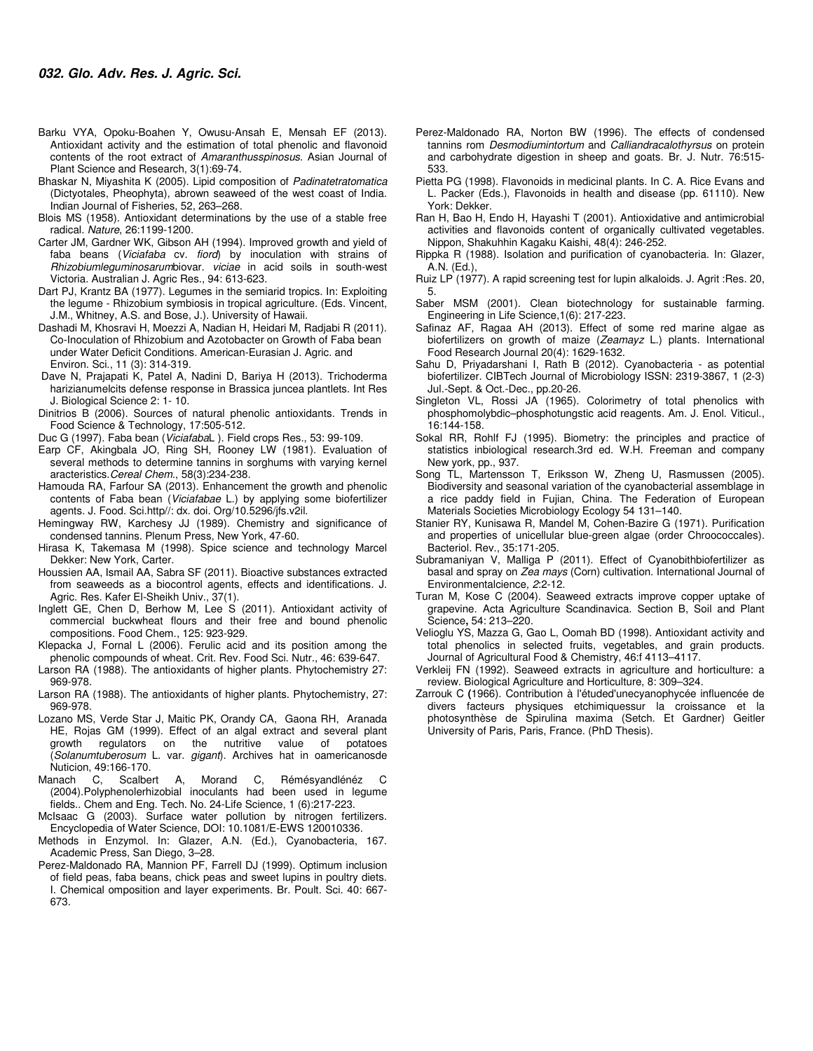Barku VYA, Opoku-Boahen Y, Owusu-Ansah E, Mensah EF (2013). Antioxidant activity and the estimation of total phenolic and flavonoid contents of the root extract of *Amaranthusspinosus*. Asian Journal of Plant Science and Research, 3(1):69-74.

Bhaskar N, Miyashita K (2005). Lipid composition of *Padinatetratomatica* (Dictyotales, Pheophyta), abrown seaweed of the west coast of India. Indian Journal of Fisheries, 52, 263–268.

Blois MS (1958). Antioxidant determinations by the use of a stable free radical. *Nature*, 26:1199-1200.

Carter JM, Gardner WK, Gibson AH (1994). Improved growth and yield of faba beans (*Viciafaba* cv. *fiord*) by inoculation with strains of *Rhizobiumleguminosarum*biovar. *viciae* in acid soils in south-west Victoria. Australian J. Agric Res., 94: 613-623.

Dart PJ, Krantz BA (1977). Legumes in the semiarid tropics. In: Exploiting the legume - Rhizobium symbiosis in tropical agriculture. (Eds. Vincent, J.M., Whitney, A.S. and Bose, J.). University of Hawaii.

Dashadi M, Khosravi H, Moezzi A, Nadian H, Heidari M, Radjabi R (2011). Co-Inoculation of Rhizobium and Azotobacter on Growth of Faba bean under Water Deficit Conditions. American-Eurasian J. Agric. and Environ. Sci., 11 (3): 314-319.

Dave N, Prajapati K, Patel A, Nadini D, Bariya H (2013). Trichoderma harizianumelcits defense response in Brassica juncea plantlets. Int Res J. Biological Science 2: 1- 10.

Dinitrios B (2006). Sources of natural phenolic antioxidants. Trends in Food Science & Technology, 17:505-512.

Duc G (1997). Faba bean (*Viciafaba*L ). Field crops Res., 53: 99-109.

Earp CF, Akingbala JO, Ring SH, Rooney LW (1981). Evaluation of several methods to determine tannins in sorghums with varying kernel aracteristics.*Cereal Chem*., 58(3):234-238.

Hamouda RA, Farfour SA (2013). Enhancement the growth and phenolic contents of Faba bean (*Viciafabae* L.) by applying some biofertilizer agents. J. Food. Sci.http//: dx. doi. Org/10.5296/jfs.v2il.

Hemingway RW, Karchesy JJ (1989). Chemistry and significance of condensed tannins. Plenum Press, New York, 47-60.

Hirasa K, Takemasa M (1998). Spice science and technology Marcel Dekker: New York, Carter.

Houssien AA, Ismail AA, Sabra SF (2011). Bioactive substances extracted from seaweeds as a biocontrol agents, effects and identifications. J. Agric. Res. Kafer El-Sheikh Univ., 37(1).

Inglett GE, Chen D, Berhow M, Lee S (2011). Antioxidant activity of commercial buckwheat flours and their free and bound phenolic compositions. Food Chem., 125: 923-929.

Klepacka J, Fornal L (2006). Ferulic acid and its position among the phenolic compounds of wheat. Crit. Rev. Food Sci. Nutr., 46: 639-647.

Larson RA (1988). The antioxidants of higher plants. Phytochemistry 27: 969-978.

Larson RA (1988). The antioxidants of higher plants. Phytochemistry, 27: 969-978.

Lozano MS, Verde Star J, Maitic PK, Orandy CA, Gaona RH, Aranada HE, Rojas GM (1999). Effect of an algal extract and several plant growth regulators on the nutritive value of potatoes (*Solanumtuberosum* L. var. *gigant*). Archives hat in oamericanosde Nuticion, 49:166-170.

Manach C, Scalbert A, Morand C, Rémésyandlénéz C (2004).Polyphenolerhizobial inoculants had been used in legume fields.. Chem and Eng. Tech. No. 24-Life Science, 1 (6):217-223.

McIsaac G (2003). Surface water pollution by nitrogen fertilizers. Encyclopedia of Water Science, DOI: 10.1081/E-EWS 120010336.

Methods in Enzymol. In: Glazer, A.N. (Ed.), Cyanobacteria, 167. Academic Press, San Diego, 3–28.

Perez-Maldonado RA, Mannion PF, Farrell DJ (1999). Optimum inclusion of field peas, faba beans, chick peas and sweet lupins in poultry diets. I. Chemical omposition and layer experiments. Br. Poult. Sci. 40: 667-673.

Perez-Maldonado RA, Norton BW (1996). The effects of condensed tannins rom *Desmodiumintortum* and *Calliandracalothyrsus* on protein and carbohydrate digestion in sheep and goats. Br. J. Nutr. 76:515-533.

Pietta PG (1998). Flavonoids in medicinal plants. In C. A. Rice Evans and L. Packer (Eds.), Flavonoids in health and disease (pp. 61110). New York: Dekker.

Ran H, Bao H, Endo H, Hayashi T (2001). Antioxidative and antimicrobial activities and flavonoids content of organically cultivated vegetables. Nippon, Shakuhhin Kagaku Kaishi, 48(4): 246-252.

Rippka R (1988). Isolation and purification of cyanobacteria. In: Glazer, A.N. (Ed.),

Ruiz LP (1977). A rapid screening test for lupin alkaloids. J. Agrit :Res. 20, 5.

Saber MSM (2001). Clean biotechnology for sustainable farming. Engineering in Life Science,1(6): 217-223.

Safinaz AF, Ragaa AH (2013). Effect of some red marine algae as biofertilizers on growth of maize (*Zeamayz* L.) plants. International Food Research Journal 20(4): 1629-1632.

Sahu D, Priyadarshani I, Rath B (2012). Cyanobacteria - as potential biofertilizer. CIBTech Journal of Microbiology ISSN: 2319-3867, 1 (2-3) Jul.-Sept. & Oct.-Dec., pp.20-26.

Singleton VL, Rossi JA (1965). Colorimetry of total phenolics with phosphomolybdic–phosphotungstic acid reagents. Am. J. Enol. Viticul., 16:144-158.

Sokal RR, Rohlf FJ (1995). Biometry: the principles and practice of statistics inbiological research.3rd ed. W.H. Freeman and company New york, pp., 937.

Song TL, Martensson T, Eriksson W, Zheng U, Rasmussen (2005). Biodiversity and seasonal variation of the cyanobacterial assemblage in a rice paddy field in Fujian, China. The Federation of European Materials Societies Microbiology Ecology 54 131–140.

Stanier RY, Kunisawa R, Mandel M, Cohen-Bazire G (1971). Purification and properties of unicellular blue-green algae (order Chroococcales). Bacteriol. Rev., 35:171-205.

Subramaniyan V, Malliga P (2011). Effect of Cyanobithbiofertilizer as basal and spray on *Zea mays* (Corn) cultivation. International Journal of Environmentalcience, *2*:2-12.

Turan M, Kose C (2004). Seaweed extracts improve copper uptake of grapevine. Acta Agriculture Scandinavica. Section B, Soil and Plant Science**,** 54: 213–220.

Velioglu YS, Mazza G, Gao L, Oomah BD (1998). Antioxidant activity and total phenolics in selected fruits, vegetables, and grain products. Journal of Agricultural Food & Chemistry, 46:f 4113–4117.

Verkleij FN (1992). Seaweed extracts in agriculture and horticulture: a review. Biological Agriculture and Horticulture, 8: 309–324.

Zarrouk C **(**1966). Contribution à l'étuded'unecyanophycée influencée de divers facteurs physiques etchimiquessur la croissance et la photosynthèse de Spirulina maxima (Setch. Et Gardner) Geitler University of Paris, Paris, France. (PhD Thesis).